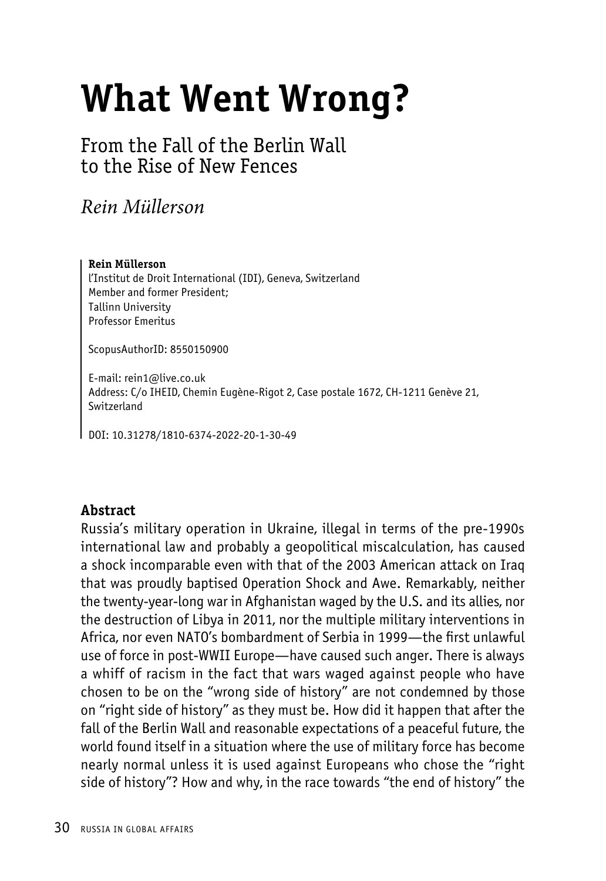# What Went Wrong?

## From the Fall of the Berlin Wall to the Rise of New Fences

*Rein Müllerson*

**Rein Müllerson**
l'Institut de Droit International (IDI), Geneva, Switzerland
Member and former President;
Tallinn University
Professor Emeritus

ScopusAuthorID: 8550150900

E-mail: rein1@live.co.uk
Address: C/o IHEID, Chemin Eugène-Rigot 2, Case postale 1672, CH-1211 Genève 21, Switzerland

DOI: 10.31278/1810-6374-2022-20-1-30-49

### Abstract

Russia's military operation in Ukraine, illegal in terms of the pre-1990s international law and probably a geopolitical miscalculation, has caused a shock incomparable even with that of the 2003 American attack on Iraq that was proudly baptised Operation Shock and Awe. Remarkably, neither the twenty-year-long war in Afghanistan waged by the U.S. and its allies, nor the destruction of Libya in 2011, nor the multiple military interventions in Africa, nor even NATO's bombardment of Serbia in 1999—the first unlawful use of force in post-WWII Europe—have caused such anger. There is always a whiff of racism in the fact that wars waged against people who have chosen to be on the "wrong side of history" are not condemned by those on "right side of history" as they must be. How did it happen that after the fall of the Berlin Wall and reasonable expectations of a peaceful future, the world found itself in a situation where the use of military force has become nearly normal unless it is used against Europeans who chose the "right side of history"? How and why, in the race towards "the end of history" the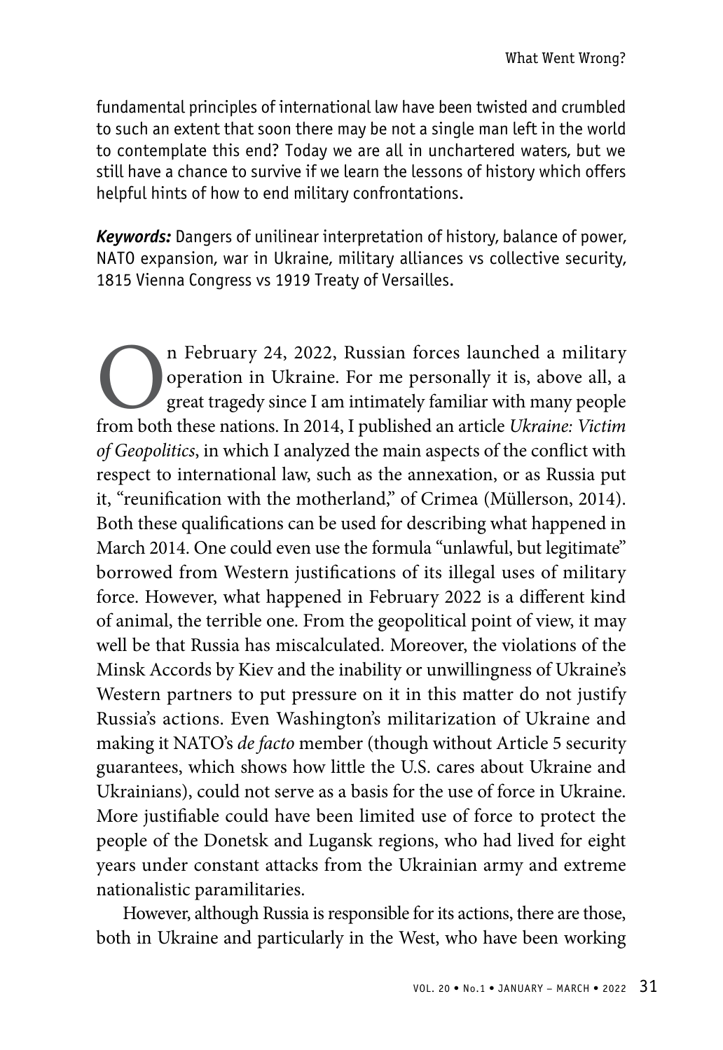fundamental principles of international law have been twisted and crumbled to such an extent that soon there may be not a single man left in the world to contemplate this end? Today we are all in unchartered waters, but we still have a chance to survive if we learn the lessons of history which offers helpful hints of how to end military confrontations.

***Keywords:*** Dangers of unilinear interpretation of history, balance of power, NATO expansion, war in Ukraine, military alliances vs collective security, 1815 Vienna Congress vs 1919 Treaty of Versailles.

On February 24, 2022, Russian forces launched a military operation in Ukraine. For me personally it is, above all, a great tragedy since I am intimately familiar with many people from both these nations. In 2014, I published an article *Ukraine: Victim of Geopolitics*, in which I analyzed the main aspects of the conflict with respect to international law, such as the annexation, or as Russia put it, "reunification with the motherland," of Crimea (Müllerson, 2014). Both these qualifications can be used for describing what happened in March 2014. One could even use the formula "unlawful, but legitimate" borrowed from Western justifications of its illegal uses of military force. However, what happened in February 2022 is a different kind of animal, the terrible one. From the geopolitical point of view, it may well be that Russia has miscalculated. Moreover, the violations of the Minsk Accords by Kiev and the inability or unwillingness of Ukraine's Western partners to put pressure on it in this matter do not justify Russia's actions. Even Washington's militarization of Ukraine and making it NATO's *de facto* member (though without Article 5 security guarantees, which shows how little the U.S. cares about Ukraine and Ukrainians), could not serve as a basis for the use of force in Ukraine. More justifiable could have been limited use of force to protect the people of the Donetsk and Lugansk regions, who had lived for eight years under constant attacks from the Ukrainian army and extreme nationalistic paramilitaries.

However, although Russia is responsible for its actions, there are those, both in Ukraine and particularly in the West, who have been working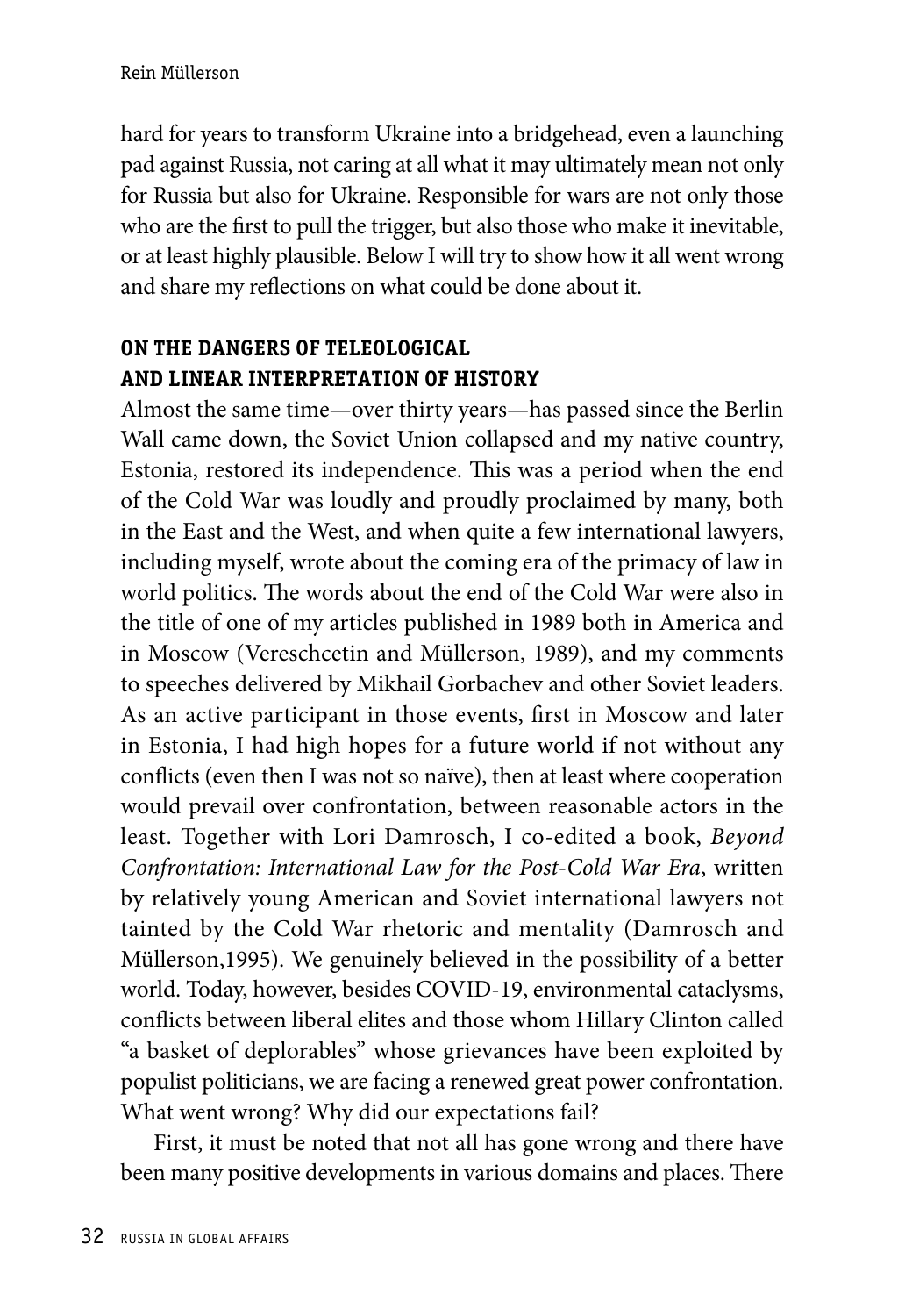hard for years to transform Ukraine into a bridgehead, even a launching pad against Russia, not caring at all what it may ultimately mean not only for Russia but also for Ukraine. Responsible for wars are not only those who are the first to pull the trigger, but also those who make it inevitable, or at least highly plausible. Below I will try to show how it all went wrong and share my reflections on what could be done about it.

## ON THE DANGERS OF TELEOLOGICAL AND LINEAR INTERPRETATION OF HISTORY

Almost the same time—over thirty years—has passed since the Berlin Wall came down, the Soviet Union collapsed and my native country, Estonia, restored its independence. This was a period when the end of the Cold War was loudly and proudly proclaimed by many, both in the East and the West, and when quite a few international lawyers, including myself, wrote about the coming era of the primacy of law in world politics. The words about the end of the Cold War were also in the title of one of my articles published in 1989 both in America and in Moscow (Vereschcetin and Müllerson, 1989), and my comments to speeches delivered by Mikhail Gorbachev and other Soviet leaders. As an active participant in those events, first in Moscow and later in Estonia, I had high hopes for a future world if not without any conflicts (even then I was not so naïve), then at least where cooperation would prevail over confrontation, between reasonable actors in the least. Together with Lori Damrosch, I co-edited a book, *Beyond Confrontation: International Law for the Post-Cold War Era*, written by relatively young American and Soviet international lawyers not tainted by the Cold War rhetoric and mentality (Damrosch and Müllerson,1995). We genuinely believed in the possibility of a better world. Today, however, besides COVID-19, environmental cataclysms, conflicts between liberal elites and those whom Hillary Clinton called "a basket of deplorables" whose grievances have been exploited by populist politicians, we are facing a renewed great power confrontation. What went wrong? Why did our expectations fail?

First, it must be noted that not all has gone wrong and there have been many positive developments in various domains and places. There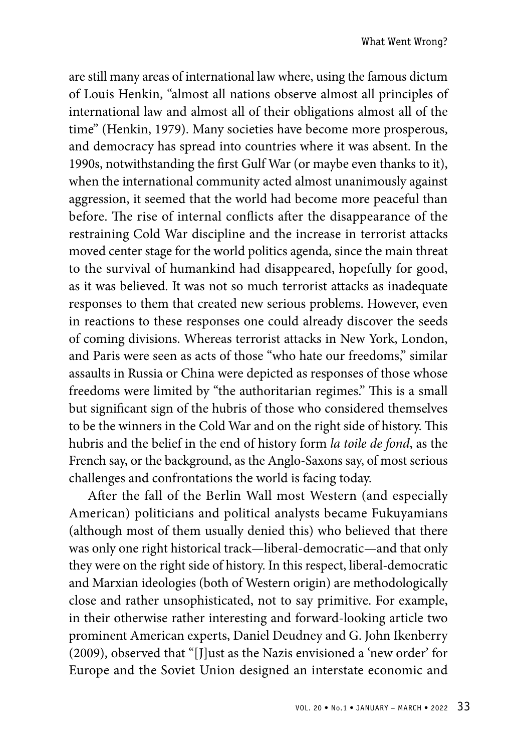are still many areas of international law where, using the famous dictum of Louis Henkin, "almost all nations observe almost all principles of international law and almost all of their obligations almost all of the time" (Henkin, 1979). Many societies have become more prosperous, and democracy has spread into countries where it was absent. In the 1990s, notwithstanding the first Gulf War (or maybe even thanks to it), when the international community acted almost unanimously against aggression, it seemed that the world had become more peaceful than before. The rise of internal conflicts after the disappearance of the restraining Cold War discipline and the increase in terrorist attacks moved center stage for the world politics agenda, since the main threat to the survival of humankind had disappeared, hopefully for good, as it was believed. It was not so much terrorist attacks as inadequate responses to them that created new serious problems. However, even in reactions to these responses one could already discover the seeds of coming divisions. Whereas terrorist attacks in New York, London, and Paris were seen as acts of those "who hate our freedoms," similar assaults in Russia or China were depicted as responses of those whose freedoms were limited by "the authoritarian regimes." This is a small but significant sign of the hubris of those who considered themselves to be the winners in the Cold War and on the right side of history. This hubris and the belief in the end of history form *la toile de fond*, as the French say, or the background, as the Anglo-Saxons say, of most serious challenges and confrontations the world is facing today.

After the fall of the Berlin Wall most Western (and especially American) politicians and political analysts became Fukuyamians (although most of them usually denied this) who believed that there was only one right historical track—liberal-democratic—and that only they were on the right side of history. In this respect, liberal-democratic and Marxian ideologies (both of Western origin) are methodologically close and rather unsophisticated, not to say primitive. For example, in their otherwise rather interesting and forward-looking article two prominent American experts, Daniel Deudney and G. John Ikenberry (2009), observed that "[J]ust as the Nazis envisioned a 'new order' for Europe and the Soviet Union designed an interstate economic and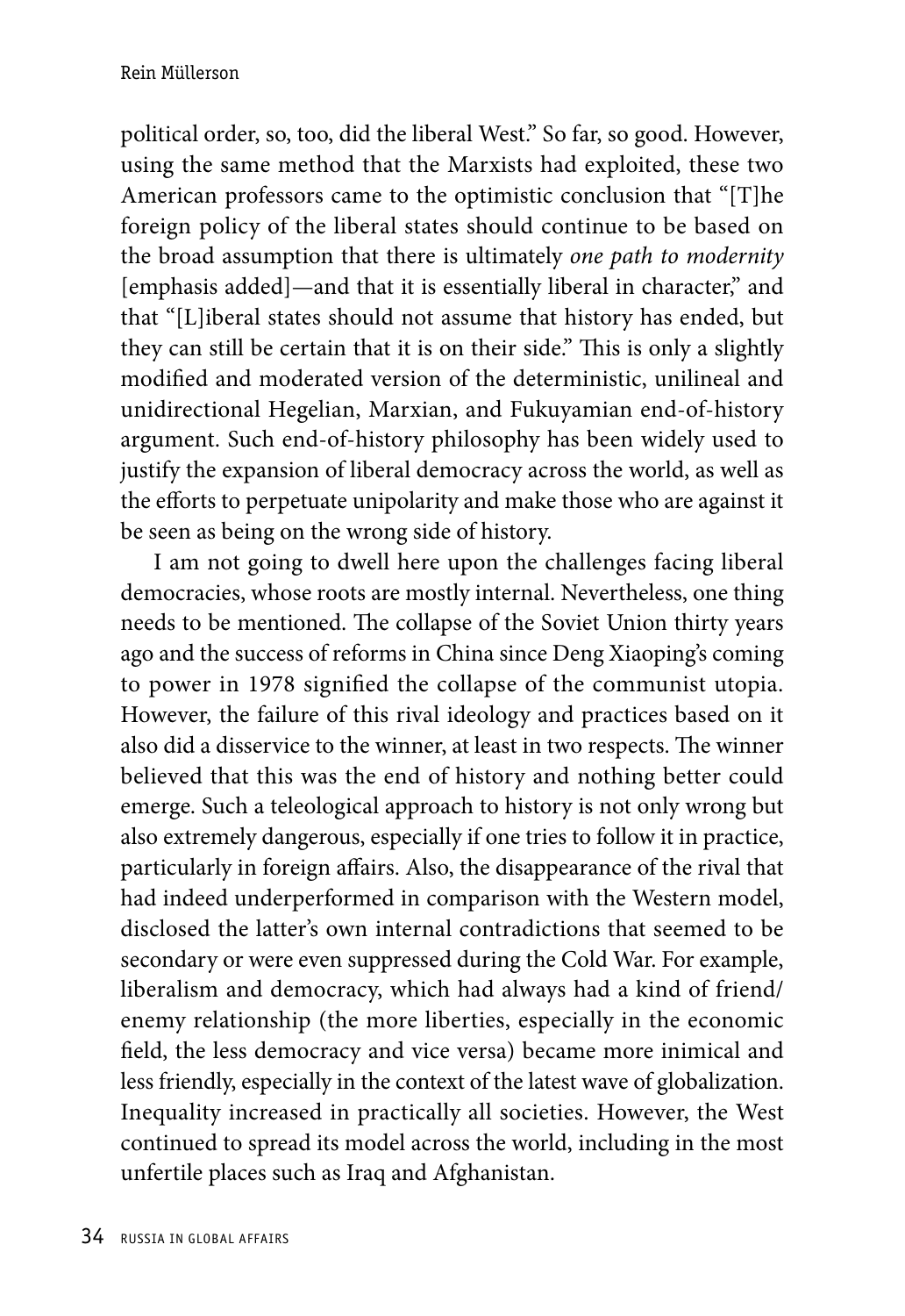political order, so, too, did the liberal West." So far, so good. However, using the same method that the Marxists had exploited, these two American professors came to the optimistic conclusion that "[T]he foreign policy of the liberal states should continue to be based on the broad assumption that there is ultimately *one path to modernity* [emphasis added]—and that it is essentially liberal in character," and that "[L]iberal states should not assume that history has ended, but they can still be certain that it is on their side." This is only a slightly modified and moderated version of the deterministic, unilineal and unidirectional Hegelian, Marxian, and Fukuyamian end-of-history argument. Such end-of-history philosophy has been widely used to justify the expansion of liberal democracy across the world, as well as the efforts to perpetuate unipolarity and make those who are against it be seen as being on the wrong side of history.

I am not going to dwell here upon the challenges facing liberal democracies, whose roots are mostly internal. Nevertheless, one thing needs to be mentioned. The collapse of the Soviet Union thirty years ago and the success of reforms in China since Deng Xiaoping's coming to power in 1978 signified the collapse of the communist utopia. However, the failure of this rival ideology and practices based on it also did a disservice to the winner, at least in two respects. The winner believed that this was the end of history and nothing better could emerge. Such a teleological approach to history is not only wrong but also extremely dangerous, especially if one tries to follow it in practice, particularly in foreign affairs. Also, the disappearance of the rival that had indeed underperformed in comparison with the Western model, disclosed the latter's own internal contradictions that seemed to be secondary or were even suppressed during the Cold War. For example, liberalism and democracy, which had always had a kind of friend/enemy relationship (the more liberties, especially in the economic field, the less democracy and vice versa) became more inimical and less friendly, especially in the context of the latest wave of globalization. Inequality increased in practically all societies. However, the West continued to spread its model across the world, including in the most unfertile places such as Iraq and Afghanistan.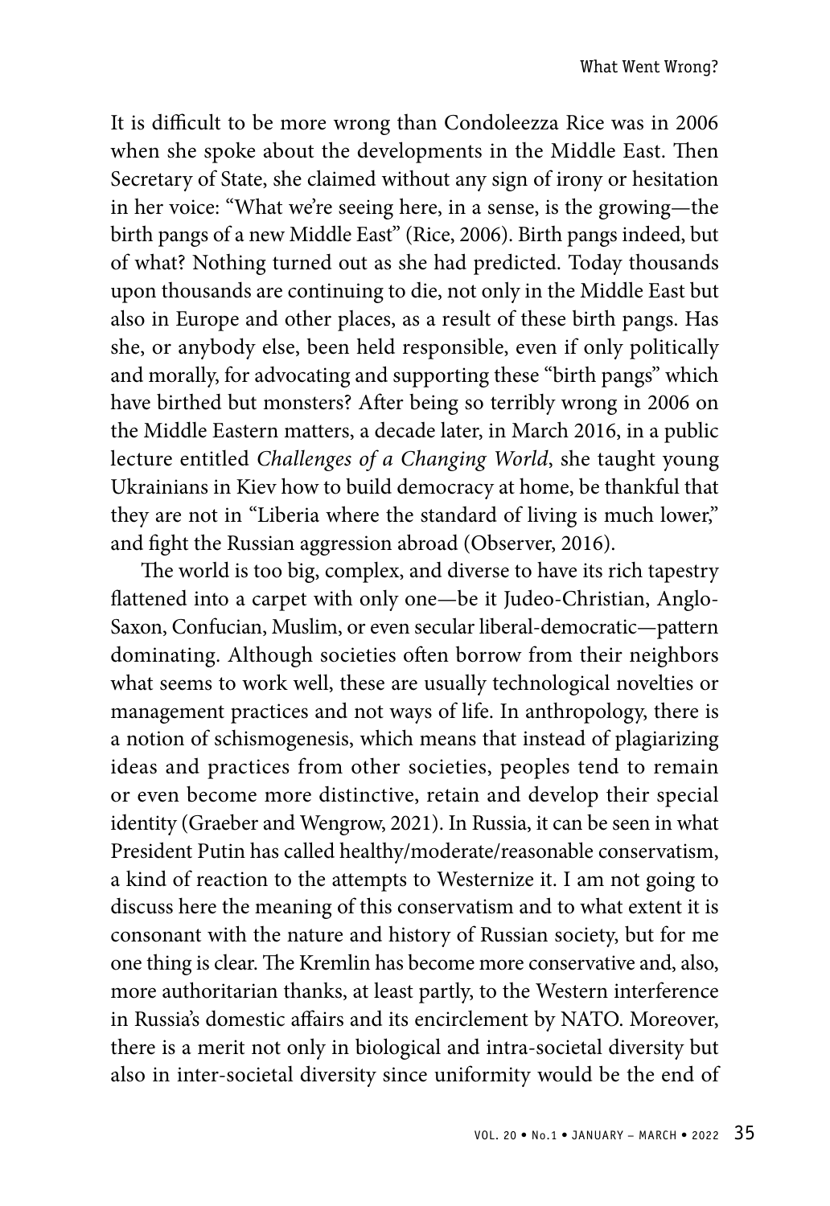It is difficult to be more wrong than Condoleezza Rice was in 2006 when she spoke about the developments in the Middle East. Then Secretary of State, she claimed without any sign of irony or hesitation in her voice: "What we're seeing here, in a sense, is the growing—the birth pangs of a new Middle East" (Rice, 2006). Birth pangs indeed, but of what? Nothing turned out as she had predicted. Today thousands upon thousands are continuing to die, not only in the Middle East but also in Europe and other places, as a result of these birth pangs. Has she, or anybody else, been held responsible, even if only politically and morally, for advocating and supporting these "birth pangs" which have birthed but monsters? After being so terribly wrong in 2006 on the Middle Eastern matters, a decade later, in March 2016, in a public lecture entitled *Challenges of a Changing World*, she taught young Ukrainians in Kiev how to build democracy at home, be thankful that they are not in "Liberia where the standard of living is much lower," and fight the Russian aggression abroad (Observer, 2016).

The world is too big, complex, and diverse to have its rich tapestry flattened into a carpet with only one—be it Judeo-Christian, Anglo-Saxon, Confucian, Muslim, or even secular liberal-democratic—pattern dominating. Although societies often borrow from their neighbors what seems to work well, these are usually technological novelties or management practices and not ways of life. In anthropology, there is a notion of schismogenesis, which means that instead of plagiarizing ideas and practices from other societies, peoples tend to remain or even become more distinctive, retain and develop their special identity (Graeber and Wengrow, 2021). In Russia, it can be seen in what President Putin has called healthy/moderate/reasonable conservatism, a kind of reaction to the attempts to Westernize it. I am not going to discuss here the meaning of this conservatism and to what extent it is consonant with the nature and history of Russian society, but for me one thing is clear. The Kremlin has become more conservative and, also, more authoritarian thanks, at least partly, to the Western interference in Russia's domestic affairs and its encirclement by NATO. Moreover, there is a merit not only in biological and intra-societal diversity but also in inter-societal diversity since uniformity would be the end of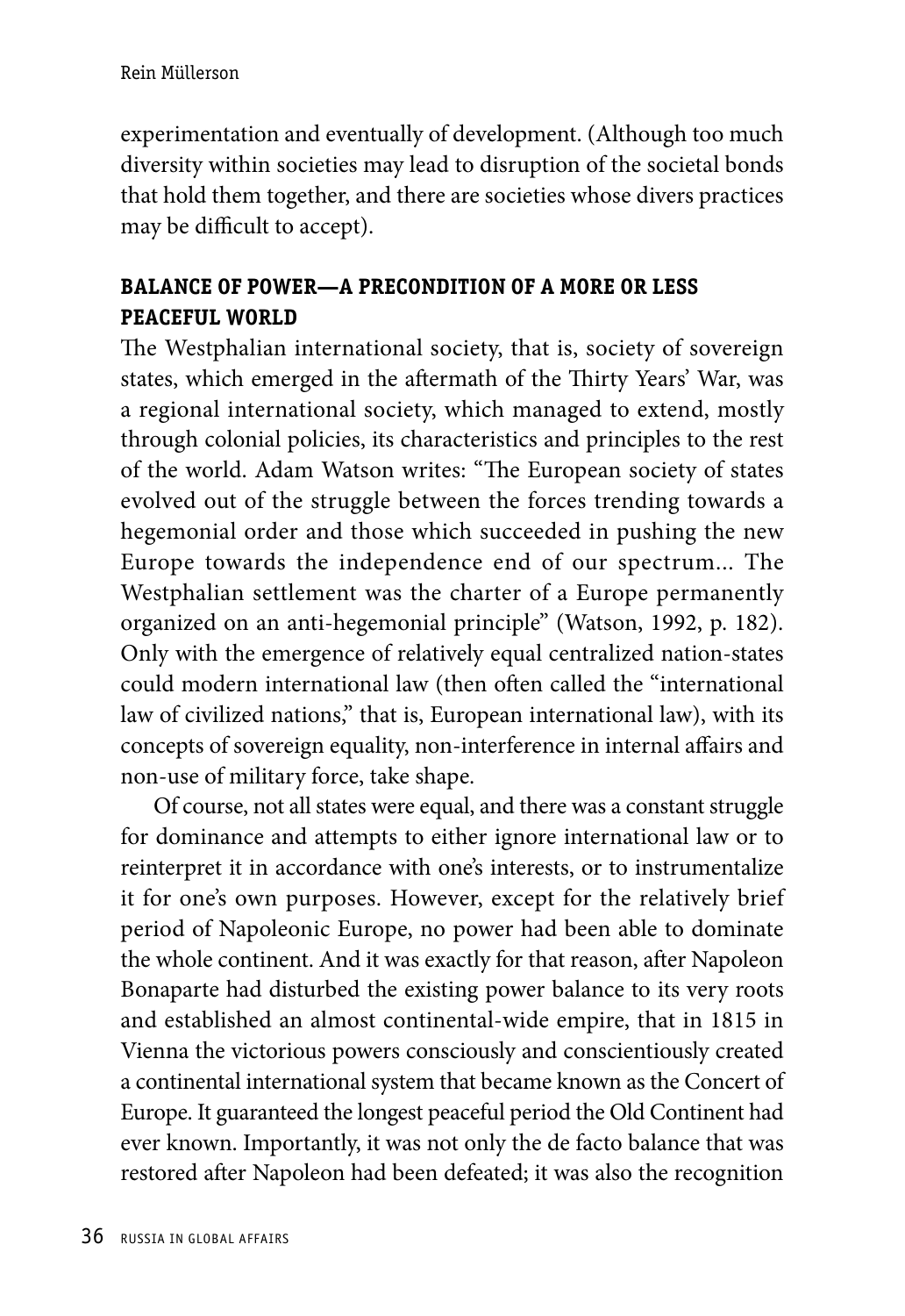experimentation and eventually of development. (Although too much diversity within societies may lead to disruption of the societal bonds that hold them together, and there are societies whose divers practices may be difficult to accept).

## BALANCE OF POWER—A PRECONDITION OF A MORE OR LESS PEACEFUL WORLD

The Westphalian international society, that is, society of sovereign states, which emerged in the aftermath of the Thirty Years' War, was a regional international society, which managed to extend, mostly through colonial policies, its characteristics and principles to the rest of the world. Adam Watson writes: "The European society of states evolved out of the struggle between the forces trending towards a hegemonial order and those which succeeded in pushing the new Europe towards the independence end of our spectrum... The Westphalian settlement was the charter of a Europe permanently organized on an anti-hegemonial principle" (Watson, 1992, p. 182). Only with the emergence of relatively equal centralized nation-states could modern international law (then often called the "international law of civilized nations," that is, European international law), with its concepts of sovereign equality, non-interference in internal affairs and non-use of military force, take shape.

Of course, not all states were equal, and there was a constant struggle for dominance and attempts to either ignore international law or to reinterpret it in accordance with one's interests, or to instrumentalize it for one's own purposes. However, except for the relatively brief period of Napoleonic Europe, no power had been able to dominate the whole continent. And it was exactly for that reason, after Napoleon Bonaparte had disturbed the existing power balance to its very roots and established an almost continental-wide empire, that in 1815 in Vienna the victorious powers consciously and conscientiously created a continental international system that became known as the Concert of Europe. It guaranteed the longest peaceful period the Old Continent had ever known. Importantly, it was not only the de facto balance that was restored after Napoleon had been defeated; it was also the recognition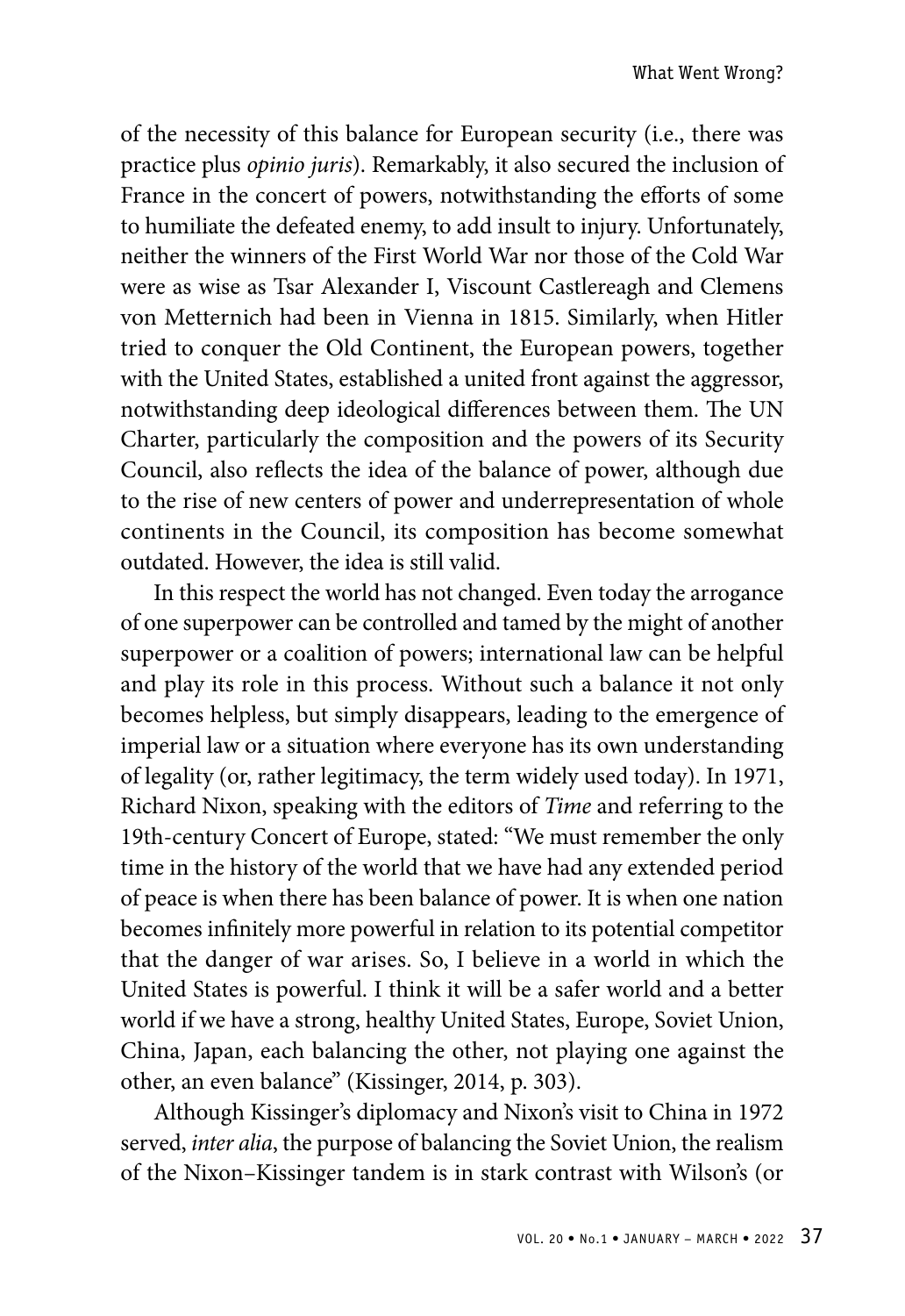of the necessity of this balance for European security (i.e., there was practice plus *opinio juris*). Remarkably, it also secured the inclusion of France in the concert of powers, notwithstanding the efforts of some to humiliate the defeated enemy, to add insult to injury. Unfortunately, neither the winners of the First World War nor those of the Cold War were as wise as Tsar Alexander I, Viscount Castlereagh and Clemens von Metternich had been in Vienna in 1815. Similarly, when Hitler tried to conquer the Old Continent, the European powers, together with the United States, established a united front against the aggressor, notwithstanding deep ideological differences between them. The UN Charter, particularly the composition and the powers of its Security Council, also reflects the idea of the balance of power, although due to the rise of new centers of power and underrepresentation of whole continents in the Council, its composition has become somewhat outdated. However, the idea is still valid.

In this respect the world has not changed. Even today the arrogance of one superpower can be controlled and tamed by the might of another superpower or a coalition of powers; international law can be helpful and play its role in this process. Without such a balance it not only becomes helpless, but simply disappears, leading to the emergence of imperial law or a situation where everyone has its own understanding of legality (or, rather legitimacy, the term widely used today). In 1971, Richard Nixon, speaking with the editors of *Time* and referring to the 19th-century Concert of Europe, stated: "We must remember the only time in the history of the world that we have had any extended period of peace is when there has been balance of power. It is when one nation becomes infinitely more powerful in relation to its potential competitor that the danger of war arises. So, I believe in a world in which the United States is powerful. I think it will be a safer world and a better world if we have a strong, healthy United States, Europe, Soviet Union, China, Japan, each balancing the other, not playing one against the other, an even balance" (Kissinger, 2014, p. 303).

Although Kissinger's diplomacy and Nixon's visit to China in 1972 served, *inter alia*, the purpose of balancing the Soviet Union, the realism of the Nixon–Kissinger tandem is in stark contrast with Wilson's (or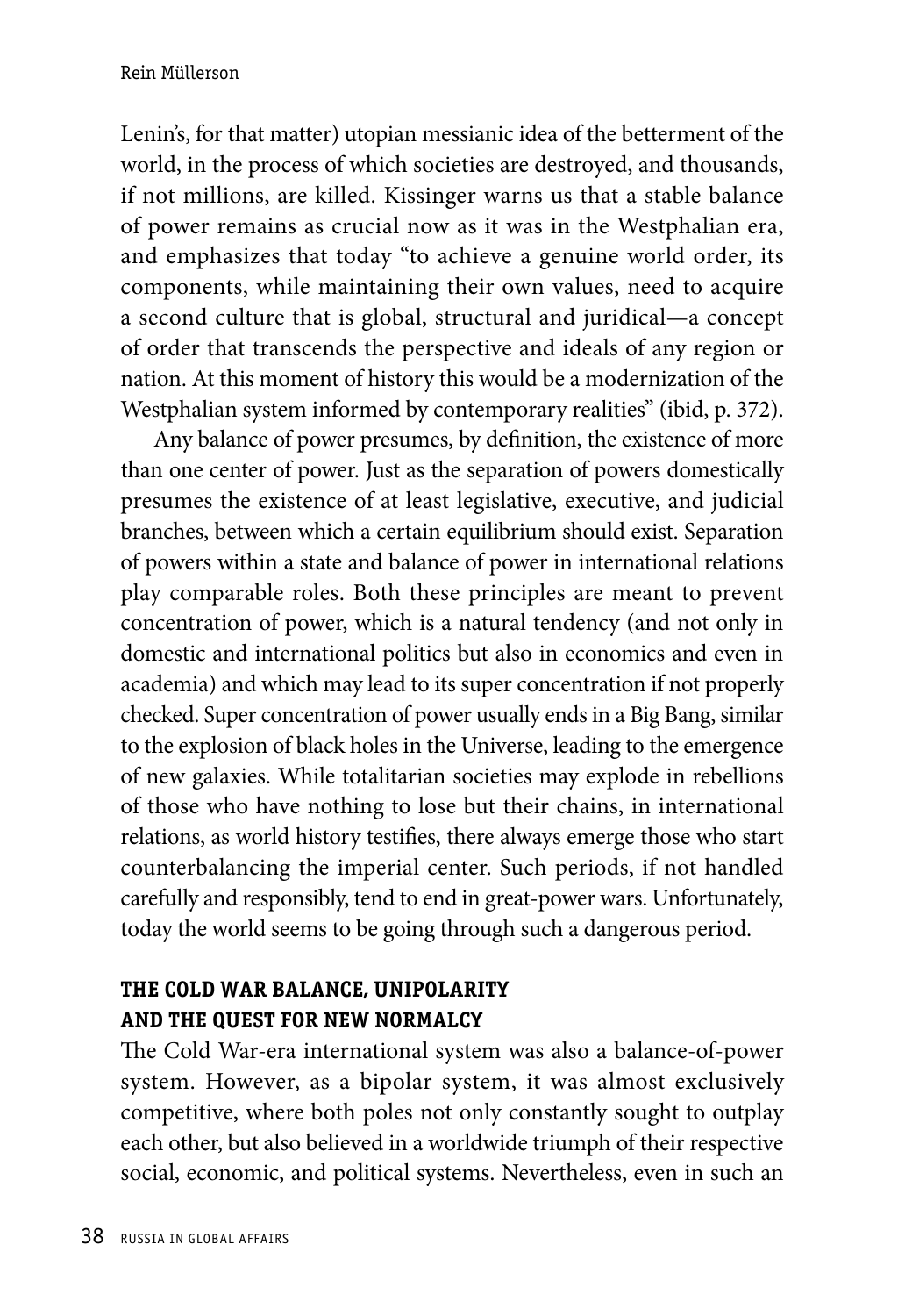Lenin's, for that matter) utopian messianic idea of the betterment of the world, in the process of which societies are destroyed, and thousands, if not millions, are killed. Kissinger warns us that a stable balance of power remains as crucial now as it was in the Westphalian era, and emphasizes that today "to achieve a genuine world order, its components, while maintaining their own values, need to acquire a second culture that is global, structural and juridical—a concept of order that transcends the perspective and ideals of any region or nation. At this moment of history this would be a modernization of the Westphalian system informed by contemporary realities" (ibid, p. 372).

Any balance of power presumes, by definition, the existence of more than one center of power. Just as the separation of powers domestically presumes the existence of at least legislative, executive, and judicial branches, between which a certain equilibrium should exist. Separation of powers within a state and balance of power in international relations play comparable roles. Both these principles are meant to prevent concentration of power, which is a natural tendency (and not only in domestic and international politics but also in economics and even in academia) and which may lead to its super concentration if not properly checked. Super concentration of power usually ends in a Big Bang, similar to the explosion of black holes in the Universe, leading to the emergence of new galaxies. While totalitarian societies may explode in rebellions of those who have nothing to lose but their chains, in international relations, as world history testifies, there always emerge those who start counterbalancing the imperial center. Such periods, if not handled carefully and responsibly, tend to end in great-power wars. Unfortunately, today the world seems to be going through such a dangerous period.

## THE COLD WAR BALANCE, UNIPOLARITY AND THE QUEST FOR NEW NORMALCY

The Cold War-era international system was also a balance-of-power system. However, as a bipolar system, it was almost exclusively competitive, where both poles not only constantly sought to outplay each other, but also believed in a worldwide triumph of their respective social, economic, and political systems. Nevertheless, even in such an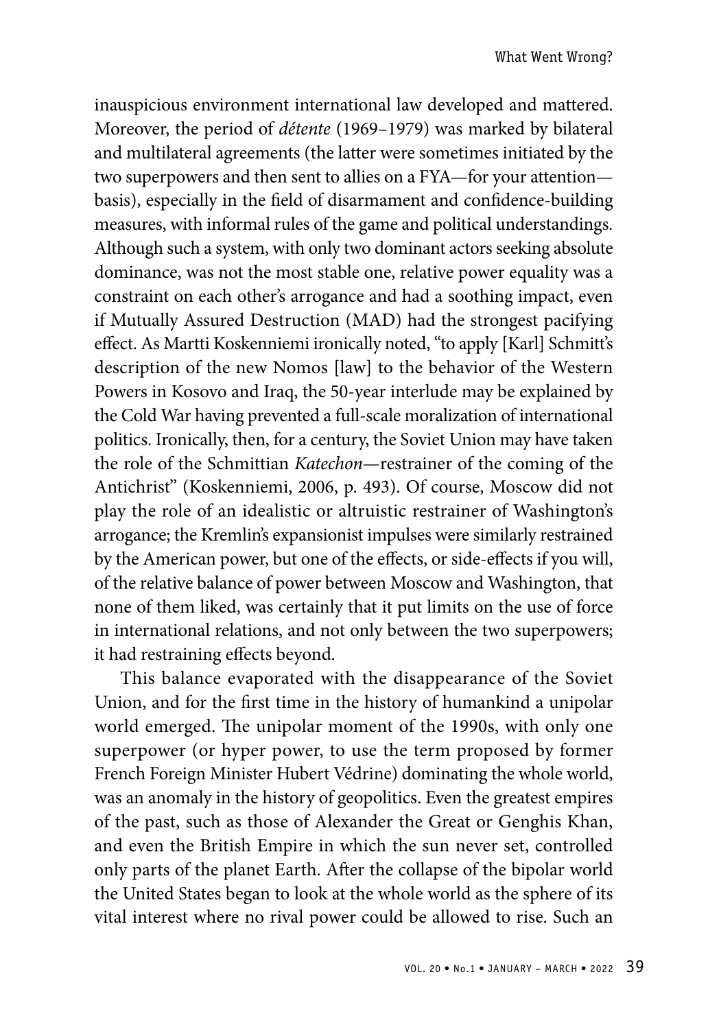inauspicious environment international law developed and mattered. Moreover, the period of *détente* (1969–1979) was marked by bilateral and multilateral agreements (the latter were sometimes initiated by the two superpowers and then sent to allies on a FYA—for your attention—basis), especially in the field of disarmament and confidence-building measures, with informal rules of the game and political understandings. Although such a system, with only two dominant actors seeking absolute dominance, was not the most stable one, relative power equality was a constraint on each other's arrogance and had a soothing impact, even if Mutually Assured Destruction (MAD) had the strongest pacifying effect. As Martti Koskenniemi ironically noted, "to apply [Karl] Schmitt's description of the new Nomos [law] to the behavior of the Western Powers in Kosovo and Iraq, the 50-year interlude may be explained by the Cold War having prevented a full-scale moralization of international politics. Ironically, then, for a century, the Soviet Union may have taken the role of the Schmittian *Katechon*—restrainer of the coming of the Antichrist" (Koskenniemi, 2006, p. 493). Of course, Moscow did not play the role of an idealistic or altruistic restrainer of Washington's arrogance; the Kremlin's expansionist impulses were similarly restrained by the American power, but one of the effects, or side-effects if you will, of the relative balance of power between Moscow and Washington, that none of them liked, was certainly that it put limits on the use of force in international relations, and not only between the two superpowers; it had restraining effects beyond.

This balance evaporated with the disappearance of the Soviet Union, and for the first time in the history of humankind a unipolar world emerged. The unipolar moment of the 1990s, with only one superpower (or hyper power, to use the term proposed by former French Foreign Minister Hubert Védrine) dominating the whole world, was an anomaly in the history of geopolitics. Even the greatest empires of the past, such as those of Alexander the Great or Genghis Khan, and even the British Empire in which the sun never set, controlled only parts of the planet Earth. After the collapse of the bipolar world the United States began to look at the whole world as the sphere of its vital interest where no rival power could be allowed to rise. Such an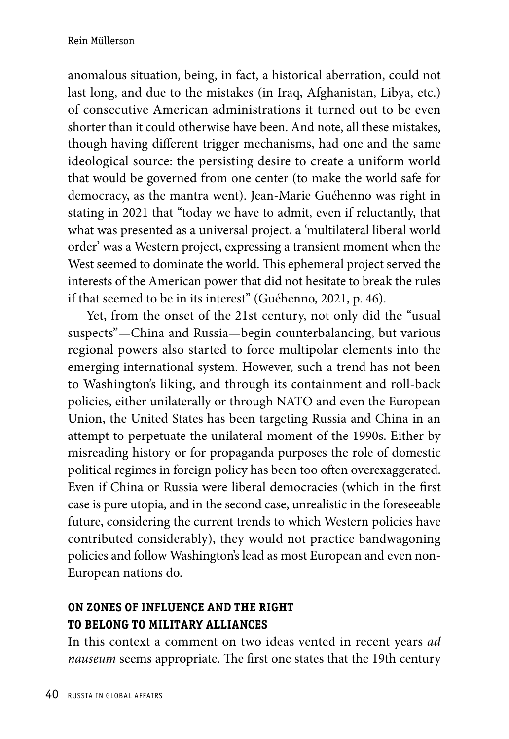anomalous situation, being, in fact, a historical aberration, could not last long, and due to the mistakes (in Iraq, Afghanistan, Libya, etc.) of consecutive American administrations it turned out to be even shorter than it could otherwise have been. And note, all these mistakes, though having different trigger mechanisms, had one and the same ideological source: the persisting desire to create a uniform world that would be governed from one center (to make the world safe for democracy, as the mantra went). Jean-Marie Guéhenno was right in stating in 2021 that "today we have to admit, even if reluctantly, that what was presented as a universal project, a 'multilateral liberal world order' was a Western project, expressing a transient moment when the West seemed to dominate the world. This ephemeral project served the interests of the American power that did not hesitate to break the rules if that seemed to be in its interest" (Guéhenno, 2021, p. 46).

Yet, from the onset of the 21st century, not only did the "usual suspects"—China and Russia—begin counterbalancing, but various regional powers also started to force multipolar elements into the emerging international system. However, such a trend has not been to Washington's liking, and through its containment and roll-back policies, either unilaterally or through NATO and even the European Union, the United States has been targeting Russia and China in an attempt to perpetuate the unilateral moment of the 1990s. Either by misreading history or for propaganda purposes the role of domestic political regimes in foreign policy has been too often overexaggerated. Even if China or Russia were liberal democracies (which in the first case is pure utopia, and in the second case, unrealistic in the foreseeable future, considering the current trends to which Western policies have contributed considerably), they would not practice bandwagoning policies and follow Washington's lead as most European and even non-European nations do.

## ON ZONES OF INFLUENCE AND THE RIGHT TO BELONG TO MILITARY ALLIANCES

In this context a comment on two ideas vented in recent years *ad nauseum* seems appropriate. The first one states that the 19th century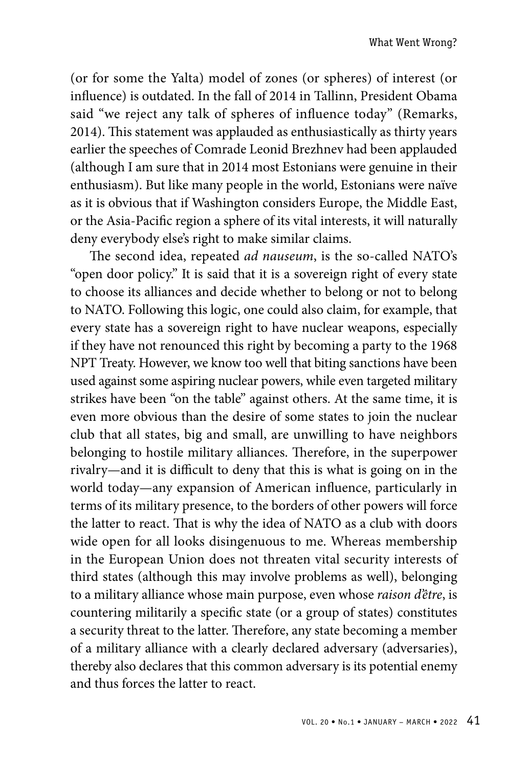(or for some the Yalta) model of zones (or spheres) of interest (or influence) is outdated. In the fall of 2014 in Tallinn, President Obama said "we reject any talk of spheres of influence today" (Remarks, 2014). This statement was applauded as enthusiastically as thirty years earlier the speeches of Comrade Leonid Brezhnev had been applauded (although I am sure that in 2014 most Estonians were genuine in their enthusiasm). But like many people in the world, Estonians were naïve as it is obvious that if Washington considers Europe, the Middle East, or the Asia-Pacific region a sphere of its vital interests, it will naturally deny everybody else's right to make similar claims.

The second idea, repeated *ad nauseum*, is the so-called NATO's "open door policy." It is said that it is a sovereign right of every state to choose its alliances and decide whether to belong or not to belong to NATO. Following this logic, one could also claim, for example, that every state has a sovereign right to have nuclear weapons, especially if they have not renounced this right by becoming a party to the 1968 NPT Treaty. However, we know too well that biting sanctions have been used against some aspiring nuclear powers, while even targeted military strikes have been "on the table" against others. At the same time, it is even more obvious than the desire of some states to join the nuclear club that all states, big and small, are unwilling to have neighbors belonging to hostile military alliances. Therefore, in the superpower rivalry—and it is difficult to deny that this is what is going on in the world today—any expansion of American influence, particularly in terms of its military presence, to the borders of other powers will force the latter to react. That is why the idea of NATO as a club with doors wide open for all looks disingenuous to me. Whereas membership in the European Union does not threaten vital security interests of third states (although this may involve problems as well), belonging to a military alliance whose main purpose, even whose *raison d'être*, is countering militarily a specific state (or a group of states) constitutes a security threat to the latter. Therefore, any state becoming a member of a military alliance with a clearly declared adversary (adversaries), thereby also declares that this common adversary is its potential enemy and thus forces the latter to react.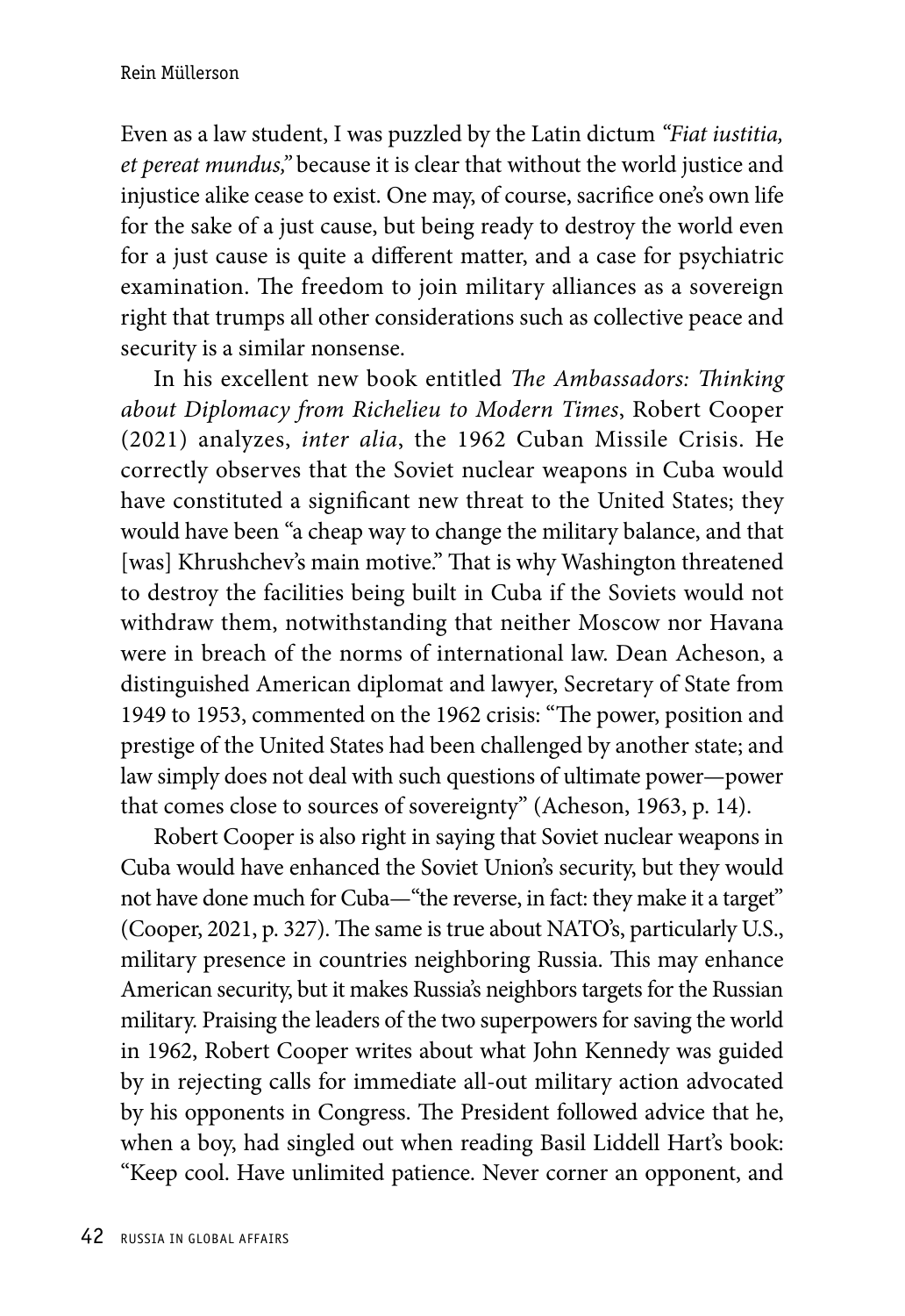Even as a law student, I was puzzled by the Latin dictum *"Fiat iustitia, et pereat mundus,"* because it is clear that without the world justice and injustice alike cease to exist. One may, of course, sacrifice one's own life for the sake of a just cause, but being ready to destroy the world even for a just cause is quite a different matter, and a case for psychiatric examination. The freedom to join military alliances as a sovereign right that trumps all other considerations such as collective peace and security is a similar nonsense.

In his excellent new book entitled *The Ambassadors: Thinking about Diplomacy from Richelieu to Modern Times*, Robert Cooper (2021) analyzes, *inter alia*, the 1962 Cuban Missile Crisis. He correctly observes that the Soviet nuclear weapons in Cuba would have constituted a significant new threat to the United States; they would have been "a cheap way to change the military balance, and that [was] Khrushchev's main motive." That is why Washington threatened to destroy the facilities being built in Cuba if the Soviets would not withdraw them, notwithstanding that neither Moscow nor Havana were in breach of the norms of international law. Dean Acheson, a distinguished American diplomat and lawyer, Secretary of State from 1949 to 1953, commented on the 1962 crisis: "The power, position and prestige of the United States had been challenged by another state; and law simply does not deal with such questions of ultimate power—power that comes close to sources of sovereignty" (Acheson, 1963, p. 14).

Robert Cooper is also right in saying that Soviet nuclear weapons in Cuba would have enhanced the Soviet Union's security, but they would not have done much for Cuba—"the reverse, in fact: they make it a target" (Cooper, 2021, p. 327). The same is true about NATO's, particularly U.S., military presence in countries neighboring Russia. This may enhance American security, but it makes Russia's neighbors targets for the Russian military. Praising the leaders of the two superpowers for saving the world in 1962, Robert Cooper writes about what John Kennedy was guided by in rejecting calls for immediate all-out military action advocated by his opponents in Congress. The President followed advice that he, when a boy, had singled out when reading Basil Liddell Hart's book: "Keep cool. Have unlimited patience. Never corner an opponent, and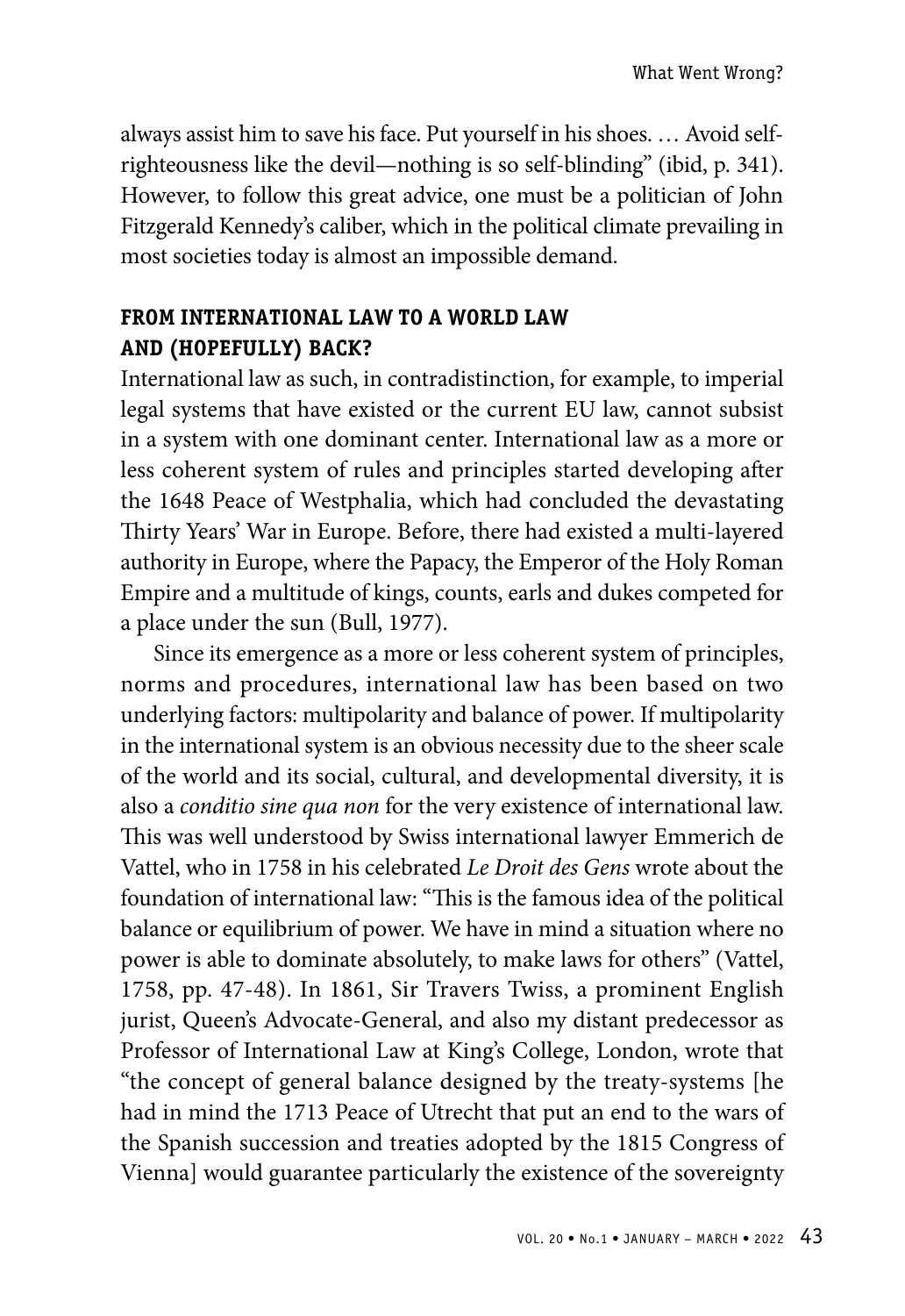always assist him to save his face. Put yourself in his shoes. … Avoid self-righteousness like the devil—nothing is so self-blinding" (ibid, p. 341). However, to follow this great advice, one must be a politician of John Fitzgerald Kennedy's caliber, which in the political climate prevailing in most societies today is almost an impossible demand.

## FROM INTERNATIONAL LAW TO A WORLD LAW AND (HOPEFULLY) BACK?

International law as such, in contradistinction, for example, to imperial legal systems that have existed or the current EU law, cannot subsist in a system with one dominant center. International law as a more or less coherent system of rules and principles started developing after the 1648 Peace of Westphalia, which had concluded the devastating Thirty Years' War in Europe. Before, there had existed a multi-layered authority in Europe, where the Papacy, the Emperor of the Holy Roman Empire and a multitude of kings, counts, earls and dukes competed for a place under the sun (Bull, 1977).

Since its emergence as a more or less coherent system of principles, norms and procedures, international law has been based on two underlying factors: multipolarity and balance of power. If multipolarity in the international system is an obvious necessity due to the sheer scale of the world and its social, cultural, and developmental diversity, it is also a *conditio sine qua non* for the very existence of international law. This was well understood by Swiss international lawyer Emmerich de Vattel, who in 1758 in his celebrated *Le Droit des Gens* wrote about the foundation of international law: "This is the famous idea of the political balance or equilibrium of power. We have in mind a situation where no power is able to dominate absolutely, to make laws for others" (Vattel, 1758, pp. 47-48). In 1861, Sir Travers Twiss, a prominent English jurist, Queen's Advocate-General, and also my distant predecessor as Professor of International Law at King's College, London, wrote that "the concept of general balance designed by the treaty-systems [he had in mind the 1713 Peace of Utrecht that put an end to the wars of the Spanish succession and treaties adopted by the 1815 Congress of Vienna] would guarantee particularly the existence of the sovereignty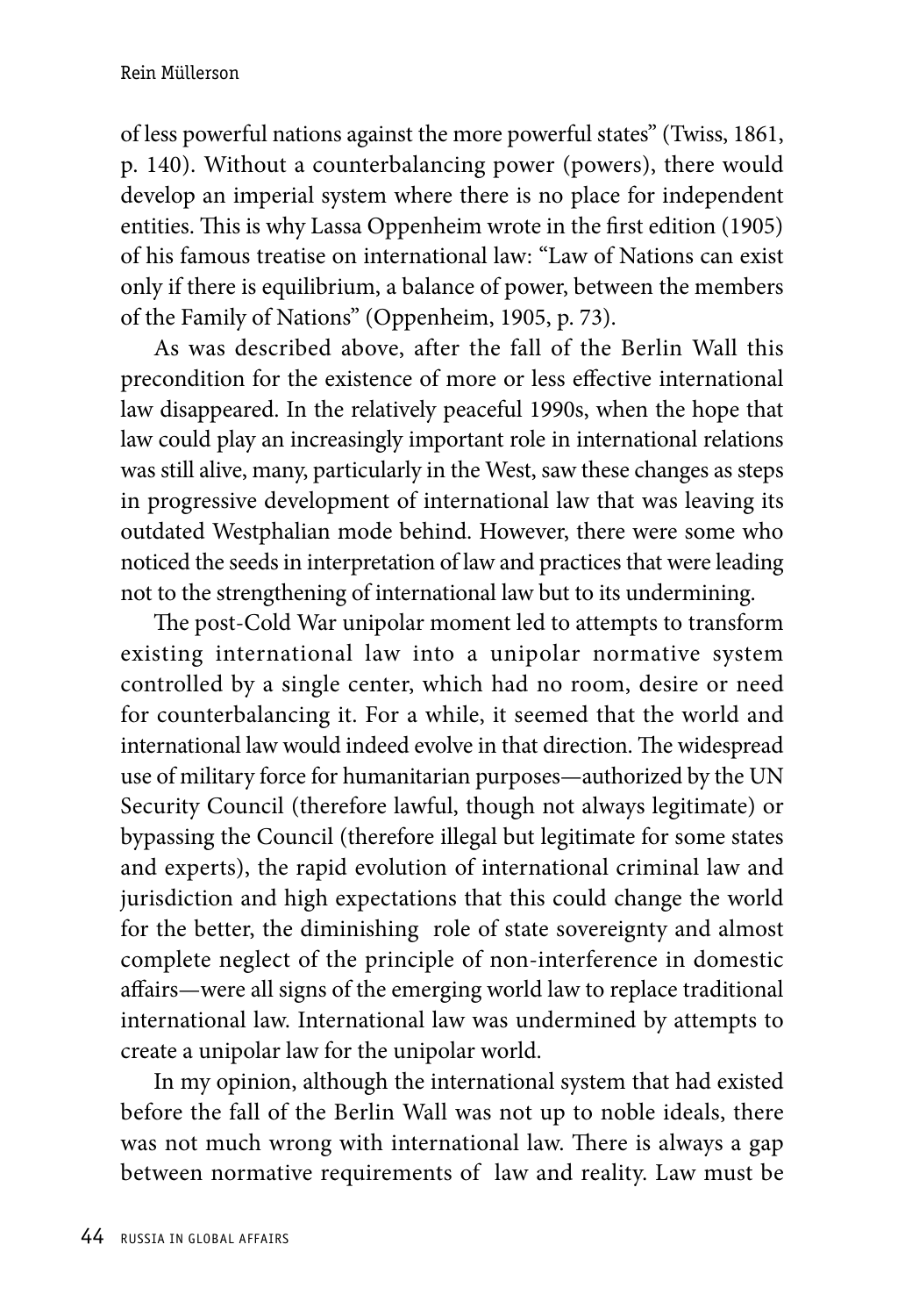of less powerful nations against the more powerful states" (Twiss, 1861, p. 140). Without a counterbalancing power (powers), there would develop an imperial system where there is no place for independent entities. This is why Lassa Oppenheim wrote in the first edition (1905) of his famous treatise on international law: "Law of Nations can exist only if there is equilibrium, a balance of power, between the members of the Family of Nations" (Oppenheim, 1905, p. 73).

As was described above, after the fall of the Berlin Wall this precondition for the existence of more or less effective international law disappeared. In the relatively peaceful 1990s, when the hope that law could play an increasingly important role in international relations was still alive, many, particularly in the West, saw these changes as steps in progressive development of international law that was leaving its outdated Westphalian mode behind. However, there were some who noticed the seeds in interpretation of law and practices that were leading not to the strengthening of international law but to its undermining.

The post-Cold War unipolar moment led to attempts to transform existing international law into a unipolar normative system controlled by a single center, which had no room, desire or need for counterbalancing it. For a while, it seemed that the world and international law would indeed evolve in that direction. The widespread use of military force for humanitarian purposes—authorized by the UN Security Council (therefore lawful, though not always legitimate) or bypassing the Council (therefore illegal but legitimate for some states and experts), the rapid evolution of international criminal law and jurisdiction and high expectations that this could change the world for the better, the diminishing role of state sovereignty and almost complete neglect of the principle of non-interference in domestic affairs—were all signs of the emerging world law to replace traditional international law. International law was undermined by attempts to create a unipolar law for the unipolar world.

In my opinion, although the international system that had existed before the fall of the Berlin Wall was not up to noble ideals, there was not much wrong with international law. There is always a gap between normative requirements of law and reality. Law must be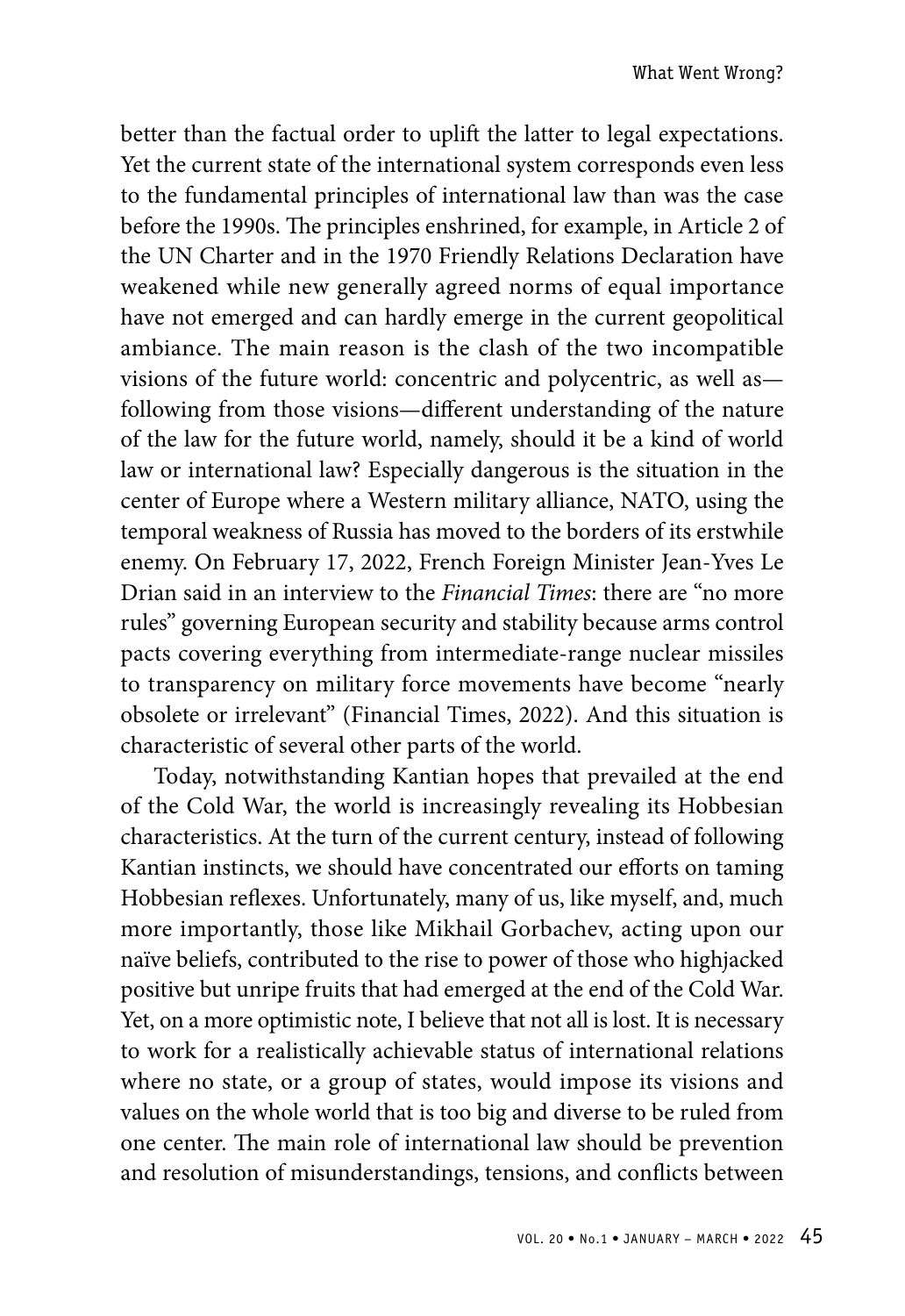better than the factual order to uplift the latter to legal expectations. Yet the current state of the international system corresponds even less to the fundamental principles of international law than was the case before the 1990s. The principles enshrined, for example, in Article 2 of the UN Charter and in the 1970 Friendly Relations Declaration have weakened while new generally agreed norms of equal importance have not emerged and can hardly emerge in the current geopolitical ambiance. The main reason is the clash of the two incompatible visions of the future world: concentric and polycentric, as well as—following from those visions—different understanding of the nature of the law for the future world, namely, should it be a kind of world law or international law? Especially dangerous is the situation in the center of Europe where a Western military alliance, NATO, using the temporal weakness of Russia has moved to the borders of its erstwhile enemy. On February 17, 2022, French Foreign Minister Jean-Yves Le Drian said in an interview to the *Financial Times*: there are "no more rules" governing European security and stability because arms control pacts covering everything from intermediate-range nuclear missiles to transparency on military force movements have become "nearly obsolete or irrelevant" (Financial Times, 2022). And this situation is characteristic of several other parts of the world.

Today, notwithstanding Kantian hopes that prevailed at the end of the Cold War, the world is increasingly revealing its Hobbesian characteristics. At the turn of the current century, instead of following Kantian instincts, we should have concentrated our efforts on taming Hobbesian reflexes. Unfortunately, many of us, like myself, and, much more importantly, those like Mikhail Gorbachev, acting upon our naïve beliefs, contributed to the rise to power of those who highjacked positive but unripe fruits that had emerged at the end of the Cold War. Yet, on a more optimistic note, I believe that not all is lost. It is necessary to work for a realistically achievable status of international relations where no state, or a group of states, would impose its visions and values on the whole world that is too big and diverse to be ruled from one center. The main role of international law should be prevention and resolution of misunderstandings, tensions, and conflicts between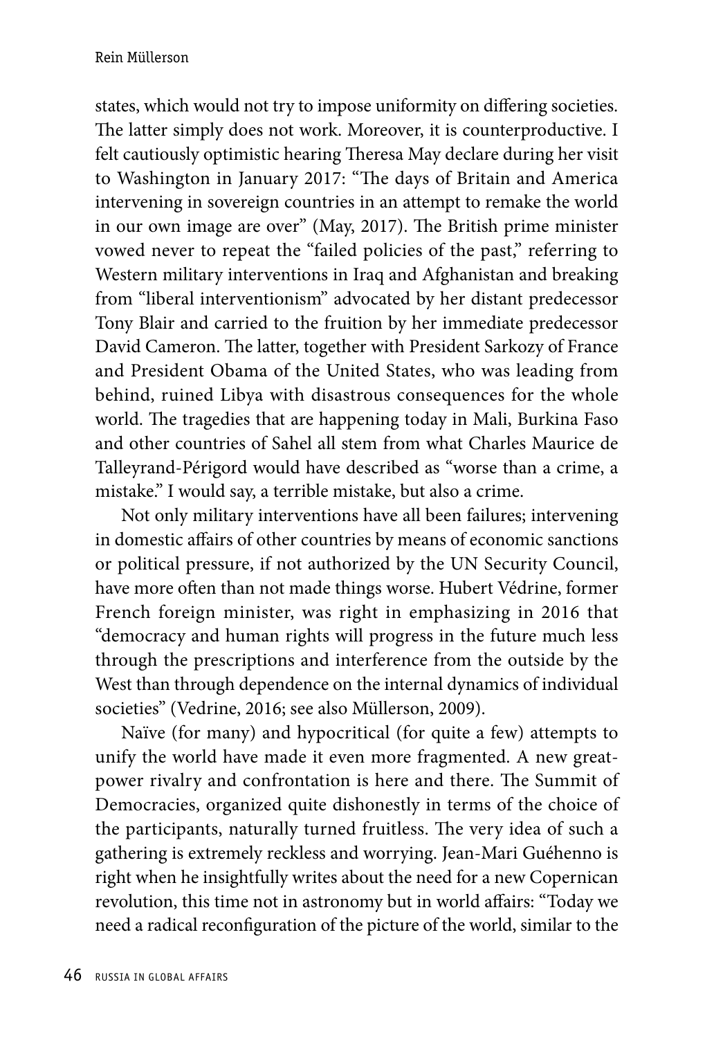states, which would not try to impose uniformity on differing societies. The latter simply does not work. Moreover, it is counterproductive. I felt cautiously optimistic hearing Theresa May declare during her visit to Washington in January 2017: "The days of Britain and America intervening in sovereign countries in an attempt to remake the world in our own image are over" (May, 2017). The British prime minister vowed never to repeat the "failed policies of the past," referring to Western military interventions in Iraq and Afghanistan and breaking from "liberal interventionism" advocated by her distant predecessor Tony Blair and carried to the fruition by her immediate predecessor David Cameron. The latter, together with President Sarkozy of France and President Obama of the United States, who was leading from behind, ruined Libya with disastrous consequences for the whole world. The tragedies that are happening today in Mali, Burkina Faso and other countries of Sahel all stem from what Charles Maurice de Talleyrand-Périgord would have described as "worse than a crime, a mistake." I would say, a terrible mistake, but also a crime.

Not only military interventions have all been failures; intervening in domestic affairs of other countries by means of economic sanctions or political pressure, if not authorized by the UN Security Council, have more often than not made things worse. Hubert Védrine, former French foreign minister, was right in emphasizing in 2016 that "democracy and human rights will progress in the future much less through the prescriptions and interference from the outside by the West than through dependence on the internal dynamics of individual societies" (Vedrine, 2016; see also Müllerson, 2009).

Naïve (for many) and hypocritical (for quite a few) attempts to unify the world have made it even more fragmented. A new great-power rivalry and confrontation is here and there. The Summit of Democracies, organized quite dishonestly in terms of the choice of the participants, naturally turned fruitless. The very idea of such a gathering is extremely reckless and worrying. Jean-Mari Guéhenno is right when he insightfully writes about the need for a new Copernican revolution, this time not in astronomy but in world affairs: "Today we need a radical reconfiguration of the picture of the world, similar to the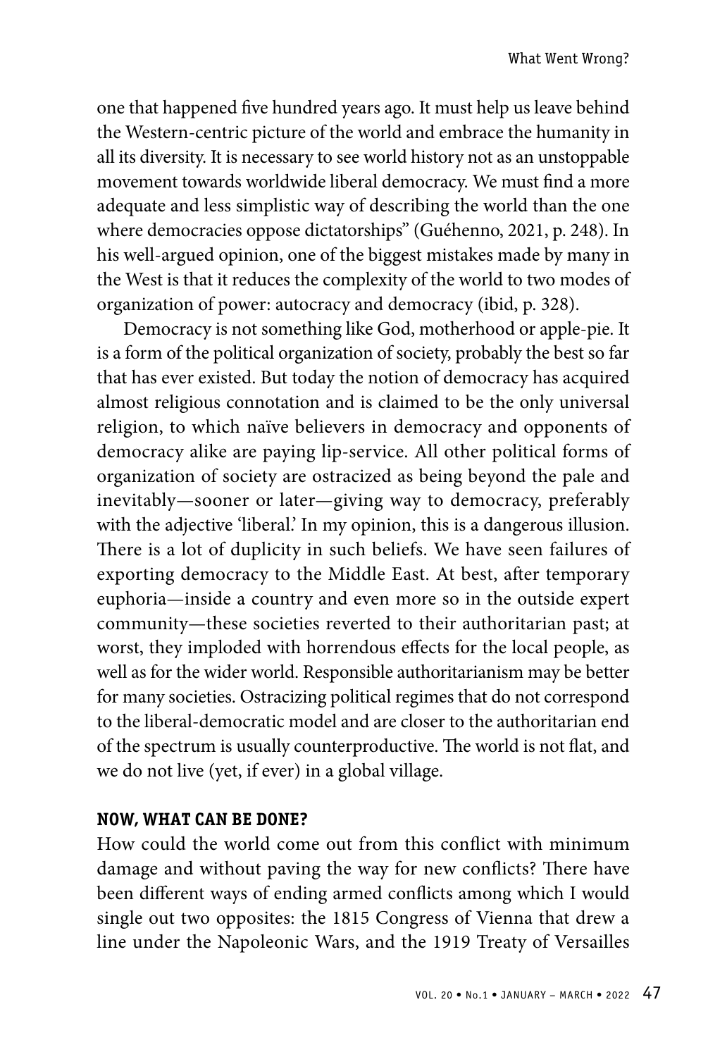one that happened five hundred years ago. It must help us leave behind the Western-centric picture of the world and embrace the humanity in all its diversity. It is necessary to see world history not as an unstoppable movement towards worldwide liberal democracy. We must find a more adequate and less simplistic way of describing the world than the one where democracies oppose dictatorships" (Guéhenno, 2021, p. 248). In his well-argued opinion, one of the biggest mistakes made by many in the West is that it reduces the complexity of the world to two modes of organization of power: autocracy and democracy (ibid, p. 328).

Democracy is not something like God, motherhood or apple-pie. It is a form of the political organization of society, probably the best so far that has ever existed. But today the notion of democracy has acquired almost religious connotation and is claimed to be the only universal religion, to which naïve believers in democracy and opponents of democracy alike are paying lip-service. All other political forms of organization of society are ostracized as being beyond the pale and inevitably—sooner or later—giving way to democracy, preferably with the adjective 'liberal.' In my opinion, this is a dangerous illusion. There is a lot of duplicity in such beliefs. We have seen failures of exporting democracy to the Middle East. At best, after temporary euphoria—inside a country and even more so in the outside expert community—these societies reverted to their authoritarian past; at worst, they imploded with horrendous effects for the local people, as well as for the wider world. Responsible authoritarianism may be better for many societies. Ostracizing political regimes that do not correspond to the liberal-democratic model and are closer to the authoritarian end of the spectrum is usually counterproductive. The world is not flat, and we do not live (yet, if ever) in a global village.

## NOW, WHAT CAN BE DONE?

How could the world come out from this conflict with minimum damage and without paving the way for new conflicts? There have been different ways of ending armed conflicts among which I would single out two opposites: the 1815 Congress of Vienna that drew a line under the Napoleonic Wars, and the 1919 Treaty of Versailles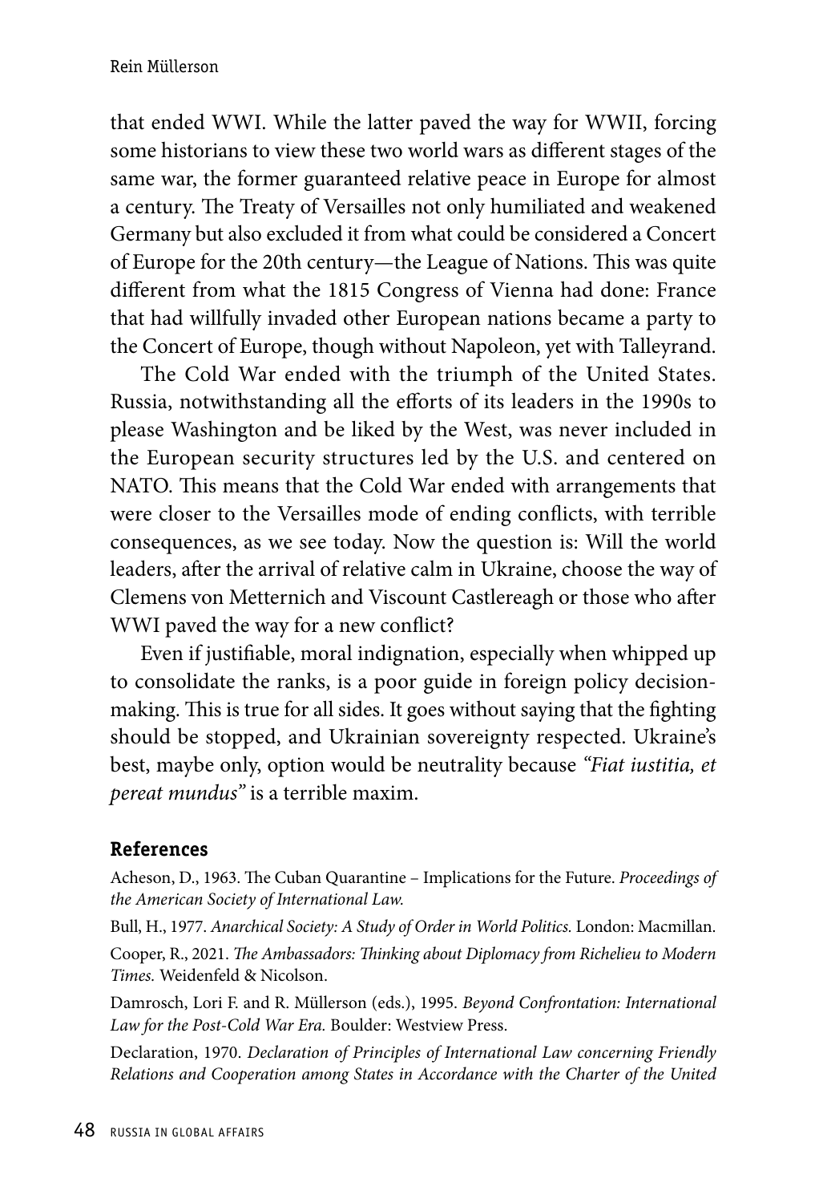that ended WWI. While the latter paved the way for WWII, forcing some historians to view these two world wars as different stages of the same war, the former guaranteed relative peace in Europe for almost a century. The Treaty of Versailles not only humiliated and weakened Germany but also excluded it from what could be considered a Concert of Europe for the 20th century—the League of Nations. This was quite different from what the 1815 Congress of Vienna had done: France that had willfully invaded other European nations became a party to the Concert of Europe, though without Napoleon, yet with Talleyrand.

The Cold War ended with the triumph of the United States. Russia, notwithstanding all the efforts of its leaders in the 1990s to please Washington and be liked by the West, was never included in the European security structures led by the U.S. and centered on NATO. This means that the Cold War ended with arrangements that were closer to the Versailles mode of ending conflicts, with terrible consequences, as we see today. Now the question is: Will the world leaders, after the arrival of relative calm in Ukraine, choose the way of Clemens von Metternich and Viscount Castlereagh or those who after WWI paved the way for a new conflict?

Even if justifiable, moral indignation, especially when whipped up to consolidate the ranks, is a poor guide in foreign policy decision-making. This is true for all sides. It goes without saying that the fighting should be stopped, and Ukrainian sovereignty respected. Ukraine's best, maybe only, option would be neutrality because *"Fiat iustitia, et pereat mundus"* is a terrible maxim.

## References

Acheson, D., 1963. The Cuban Quarantine – Implications for the Future. *Proceedings of the American Society of International Law.*

Bull, H., 1977. *Anarchical Society: A Study of Order in World Politics.* London: Macmillan.

Cooper, R., 2021. *The Ambassadors: Thinking about Diplomacy from Richelieu to Modern Times.* Weidenfeld & Nicolson.

Damrosch, Lori F. and R. Müllerson (eds.), 1995. *Beyond Confrontation: International Law for the Post-Cold War Era.* Boulder: Westview Press.

Declaration, 1970. *Declaration of Principles of International Law concerning Friendly Relations and Cooperation among States in Accordance with the Charter of the United*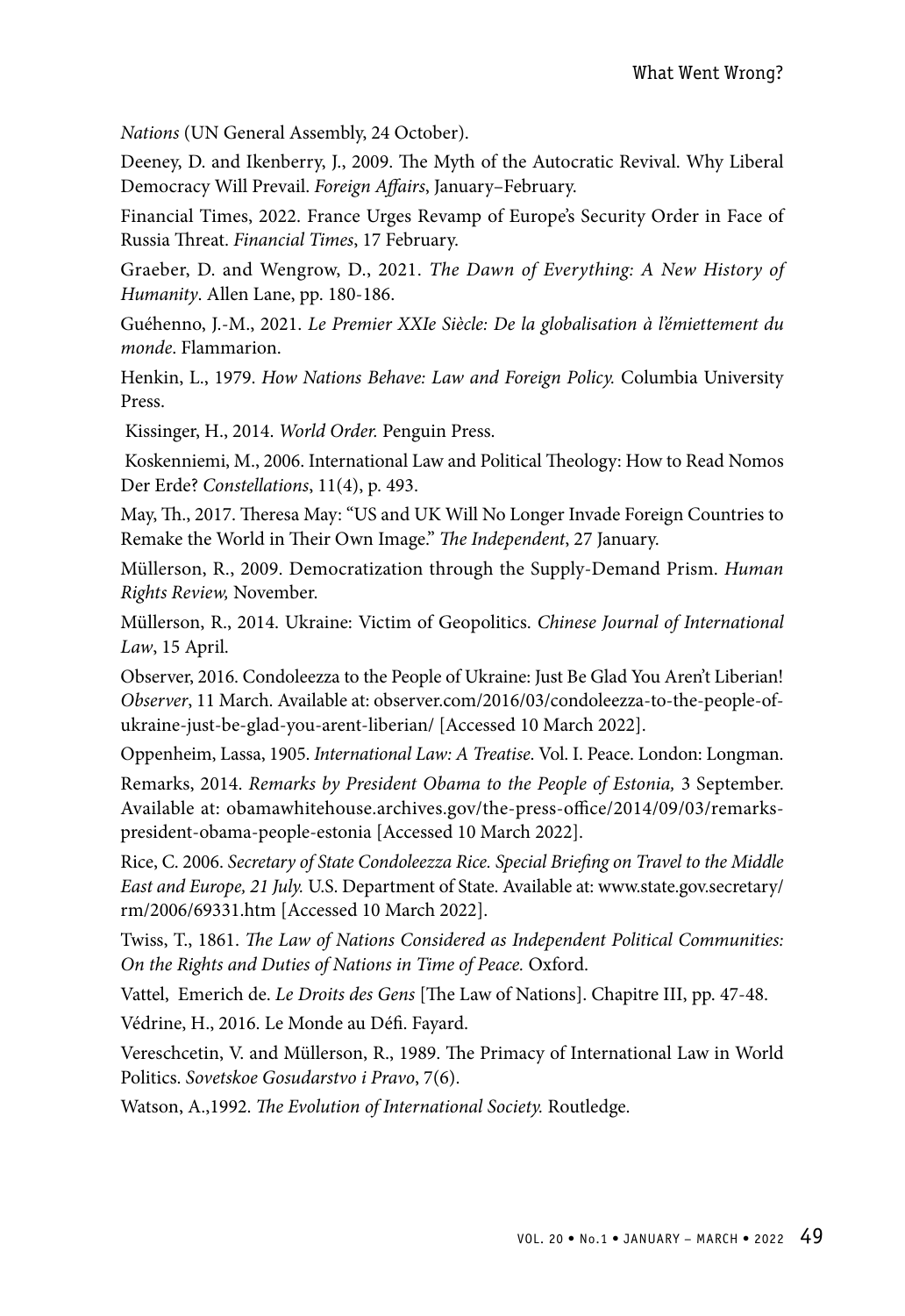*Nations* (UN General Assembly, 24 October).

Deeney, D. and Ikenberry, J., 2009. The Myth of the Autocratic Revival. Why Liberal Democracy Will Prevail. *Foreign Affairs*, January–February.

Financial Times, 2022. France Urges Revamp of Europe's Security Order in Face of Russia Threat. *Financial Times*, 17 February.

Graeber, D. and Wengrow, D., 2021. *The Dawn of Everything: A New History of Humanity*. Allen Lane, pp. 180-186.

Guéhenno, J.-M., 2021. *Le Premier XXIe Siècle: De la globalisation à l'émiettement du monde*. Flammarion.

Henkin, L., 1979. *How Nations Behave: Law and Foreign Policy.* Columbia University Press.

Kissinger, H., 2014. *World Order.* Penguin Press.

Koskenniemi, M., 2006. International Law and Political Theology: How to Read Nomos Der Erde? *Constellations*, 11(4), p. 493.

May, Th., 2017. Theresa May: "US and UK Will No Longer Invade Foreign Countries to Remake the World in Their Own Image." *The Independent*, 27 January.

Müllerson, R., 2009. Democratization through the Supply-Demand Prism. *Human Rights Review,* November.

Müllerson, R., 2014. Ukraine: Victim of Geopolitics. *Chinese Journal of International Law*, 15 April.

Observer, 2016. Condoleezza to the People of Ukraine: Just Be Glad You Aren't Liberian! *Observer*, 11 March. Available at: observer.com/2016/03/condoleezza-to-the-people-of-ukraine-just-be-glad-you-arent-liberian/ [Accessed 10 March 2022].

Oppenheim, Lassa, 1905. *International Law: A Treatise*. Vol. I. Peace. London: Longman.

Remarks, 2014. *Remarks by President Obama to the People of Estonia,* 3 September. Available at: obamawhitehouse.archives.gov/the-press-office/2014/09/03/remarks-president-obama-people-estonia [Accessed 10 March 2022].

Rice, C. 2006. *Secretary of State Condoleezza Rice. Special Briefing on Travel to the Middle East and Europe, 21 July.* U.S. Department of State. Available at: www.state.gov.secretary/rm/2006/69331.htm [Accessed 10 March 2022].

Twiss, T., 1861. *The Law of Nations Considered as Independent Political Communities: On the Rights and Duties of Nations in Time of Peace.* Oxford.

Vattel, Emerich de. *Le Droits des Gens* [The Law of Nations]. Chapitre III, pp. 47-48.

Védrine, H., 2016. Le Monde au Défi. Fayard.

Vereschcetin, V. and Müllerson, R., 1989. The Primacy of International Law in World Politics. *Sovetskoe Gosudarstvo i Pravo*, 7(6).

Watson, A.,1992. *The Evolution of International Society.* Routledge.